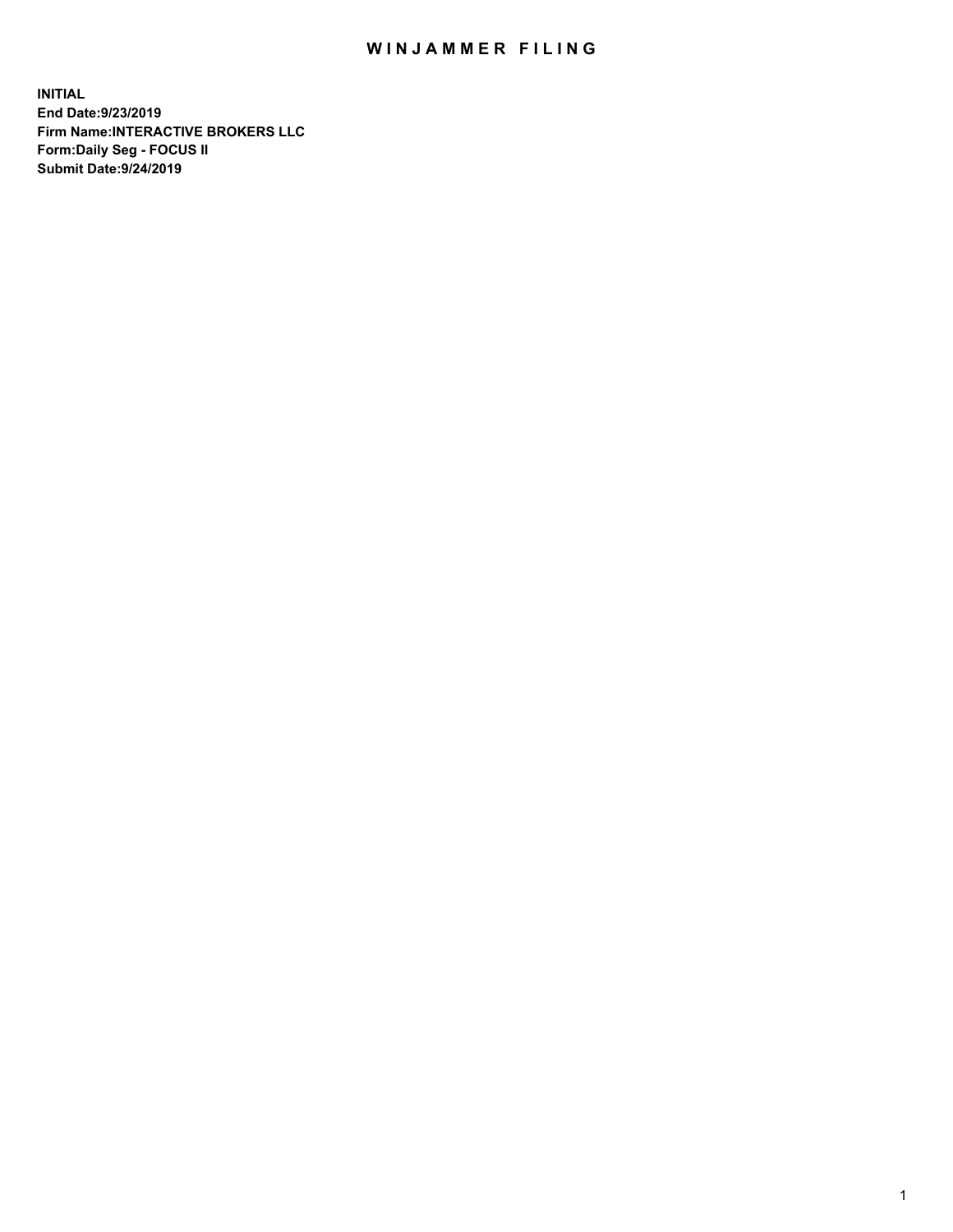# WINJAMMER FILING

**INITIAL**
**End Date:9/23/2019**
**Firm Name:INTERACTIVE BROKERS LLC**
**Form:Daily Seg - FOCUS II**
**Submit Date:9/24/2019**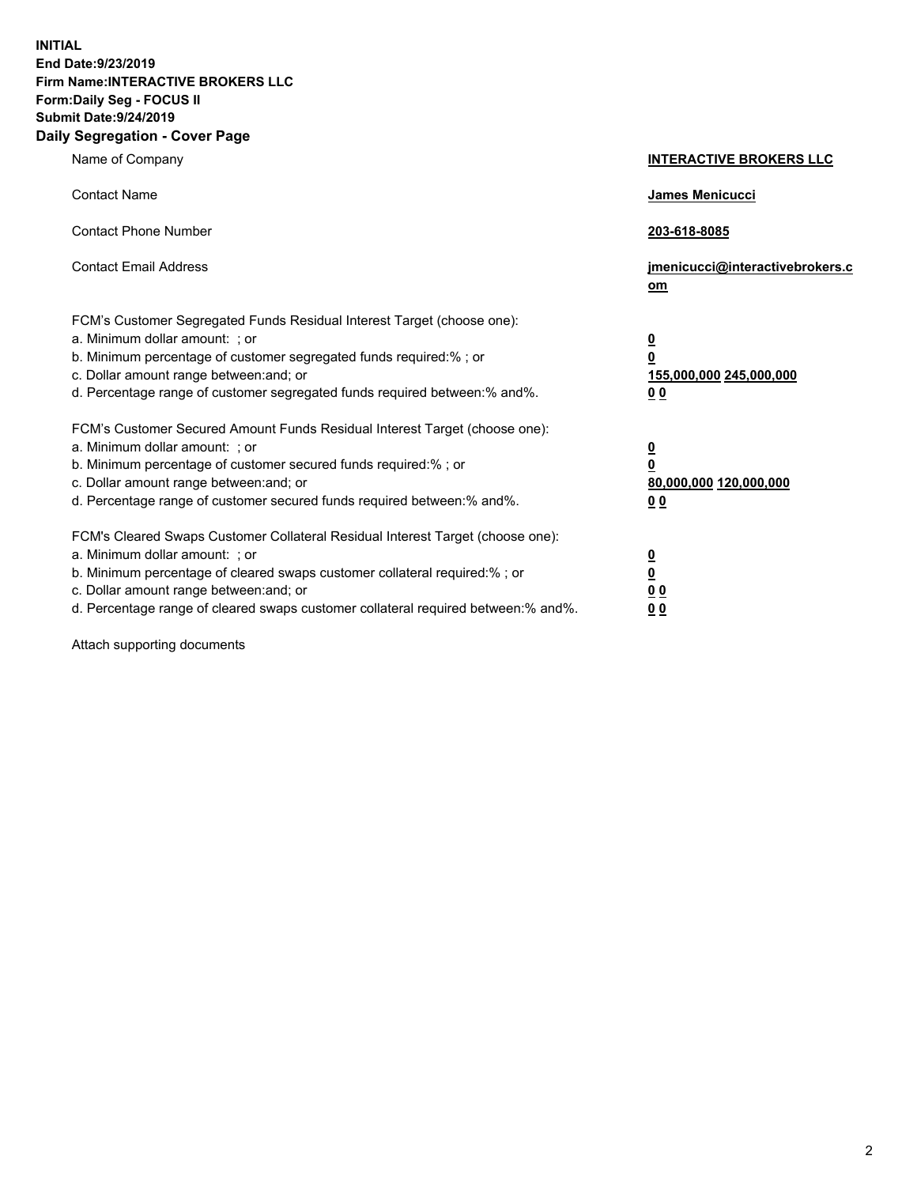**INITIAL**
**End Date:9/23/2019**
**Firm Name:INTERACTIVE BROKERS LLC**
**Form:Daily Seg - FOCUS II**
**Submit Date:9/24/2019**
**Daily Segregation - Cover Page**

| | |
|---|---|
| Name of Company | **INTERACTIVE BROKERS LLC** |
| Contact Name | **James Menicucci** |
| Contact Phone Number | **203-618-8085** |
| Contact Email Address | **jmenicucci@interactivebrokers.com** |

FCM's Customer Segregated Funds Residual Interest Target (choose one):

| | |
|---|---|
| a. Minimum dollar amount: ; or | **0** |
| b. Minimum percentage of customer segregated funds required:% ; or | **0** |
| c. Dollar amount range between:and; or | **155,000,000 245,000,000** |
| d. Percentage range of customer segregated funds required between:% and%. | **0 0** |

FCM's Customer Secured Amount Funds Residual Interest Target (choose one):

| | |
|---|---|
| a. Minimum dollar amount: ; or | **0** |
| b. Minimum percentage of customer secured funds required:% ; or | **0** |
| c. Dollar amount range between:and; or | **80,000,000 120,000,000** |
| d. Percentage range of customer secured funds required between:% and%. | **0 0** |

FCM's Cleared Swaps Customer Collateral Residual Interest Target (choose one):

| | |
|---|---|
| a. Minimum dollar amount: ; or | **0** |
| b. Minimum percentage of cleared swaps customer collateral required:% ; or | **0** |
| c. Dollar amount range between:and; or | **0 0** |
| d. Percentage range of cleared swaps customer collateral required between:% and%. | **0 0** |

Attach supporting documents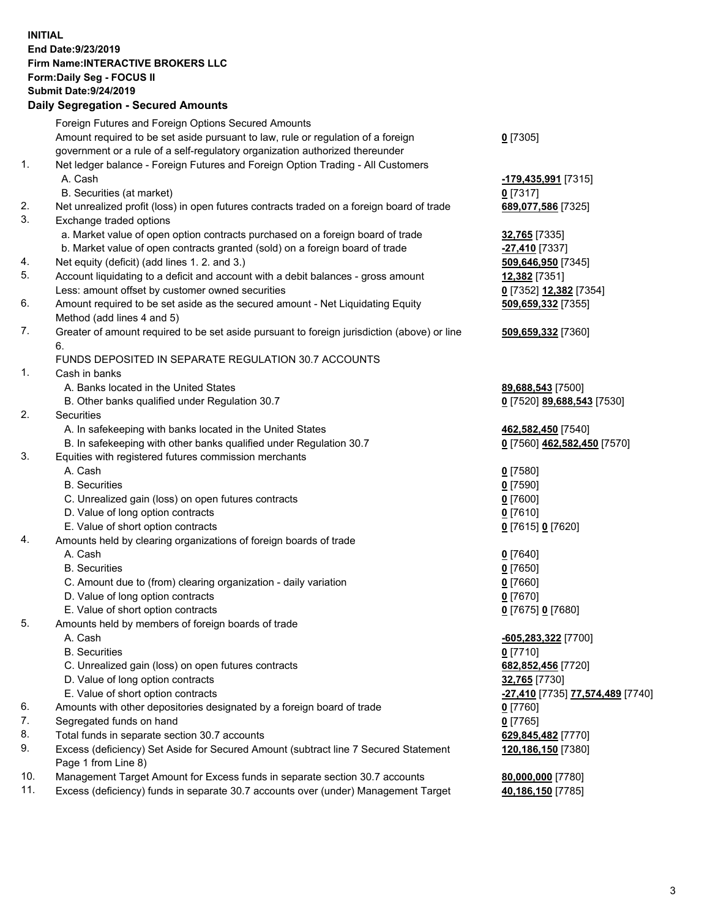**INITIAL**
**End Date:9/23/2019**
**Firm Name:INTERACTIVE BROKERS LLC**
**Form:Daily Seg - FOCUS II**
**Submit Date:9/24/2019**

**Daily Segregation - Secured Amounts**

| | | |
|---|---|---|
| | Foreign Futures and Foreign Options Secured Amounts | |
| | Amount required to be set aside pursuant to law, rule or regulation of a foreign government or a rule of a self-regulatory organization authorized thereunder | **0** [7305] |
| 1. | Net ledger balance - Foreign Futures and Foreign Option Trading - All Customers | |
| | A. Cash | **-179,435,991** [7315] |
| | B. Securities (at market) | **0** [7317] |
| 2. | Net unrealized profit (loss) in open futures contracts traded on a foreign board of trade | **689,077,586** [7325] |
| 3. | Exchange traded options | |
| | a. Market value of open option contracts purchased on a foreign board of trade | **32,765** [7335] |
| | b. Market value of open contracts granted (sold) on a foreign board of trade | **-27,410** [7337] |
| 4. | Net equity (deficit) (add lines 1. 2. and 3.) | **509,646,950** [7345] |
| 5. | Account liquidating to a deficit and account with a debit balances - gross amount | **12,382** [7351] |
| | Less: amount offset by customer owned securities | **0** [7352] **12,382** [7354] |
| 6. | Amount required to be set aside as the secured amount - Net Liquidating Equity Method (add lines 4 and 5) | **509,659,332** [7355] |
| 7. | Greater of amount required to be set aside pursuant to foreign jurisdiction (above) or line 6. | **509,659,332** [7360] |
| | FUNDS DEPOSITED IN SEPARATE REGULATION 30.7 ACCOUNTS | |
| 1. | Cash in banks | |
| | A. Banks located in the United States | **89,688,543** [7500] |
| | B. Other banks qualified under Regulation 30.7 | **0** [7520] **89,688,543** [7530] |
| 2. | Securities | |
| | A. In safekeeping with banks located in the United States | **462,582,450** [7540] |
| | B. In safekeeping with other banks qualified under Regulation 30.7 | **0** [7560] **462,582,450** [7570] |
| 3. | Equities with registered futures commission merchants | |
| | A. Cash | **0** [7580] |
| | B. Securities | **0** [7590] |
| | C. Unrealized gain (loss) on open futures contracts | **0** [7600] |
| | D. Value of long option contracts | **0** [7610] |
| | E. Value of short option contracts | **0** [7615] **0** [7620] |
| 4. | Amounts held by clearing organizations of foreign boards of trade | |
| | A. Cash | **0** [7640] |
| | B. Securities | **0** [7650] |
| | C. Amount due to (from) clearing organization - daily variation | **0** [7660] |
| | D. Value of long option contracts | **0** [7670] |
| | E. Value of short option contracts | **0** [7675] **0** [7680] |
| 5. | Amounts held by members of foreign boards of trade | |
| | A. Cash | **-605,283,322** [7700] |
| | B. Securities | **0** [7710] |
| | C. Unrealized gain (loss) on open futures contracts | **682,852,456** [7720] |
| | D. Value of long option contracts | **32,765** [7730] |
| | E. Value of short option contracts | **-27,410** [7735] **77,574,489** [7740] |
| 6. | Amounts with other depositories designated by a foreign board of trade | **0** [7760] |
| 7. | Segregated funds on hand | **0** [7765] |
| 8. | Total funds in separate section 30.7 accounts | **629,845,482** [7770] |
| 9. | Excess (deficiency) Set Aside for Secured Amount (subtract line 7 Secured Statement Page 1 from Line 8) | **120,186,150** [7380] |
| 10. | Management Target Amount for Excess funds in separate section 30.7 accounts | **80,000,000** [7780] |
| 11. | Excess (deficiency) funds in separate 30.7 accounts over (under) Management Target | **40,186,150** [7785] |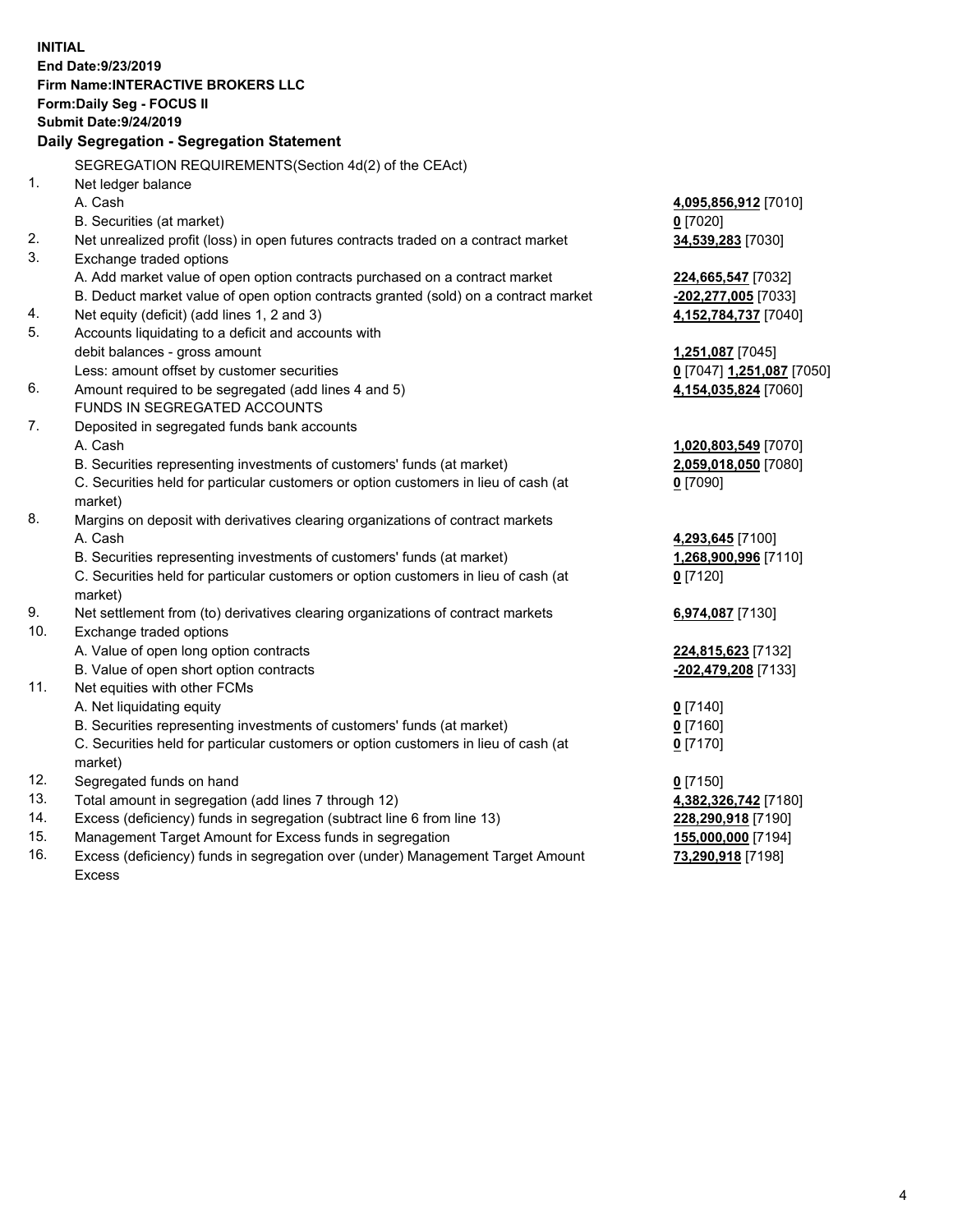**INITIAL**
**End Date:9/23/2019**
**Firm Name:INTERACTIVE BROKERS LLC**
**Form:Daily Seg - FOCUS II**
**Submit Date:9/24/2019**

## Daily Segregation - Segregation Statement

SEGREGATION REQUIREMENTS(Section 4d(2) of the CEAct)

| | | |
|---|---|---|
| 1. | Net ledger balance | |
| | A. Cash | **4,095,856,912** [7010] |
| | B. Securities (at market) | **0** [7020] |
| 2. | Net unrealized profit (loss) in open futures contracts traded on a contract market | **34,539,283** [7030] |
| 3. | Exchange traded options | |
| | A. Add market value of open option contracts purchased on a contract market | **224,665,547** [7032] |
| | B. Deduct market value of open option contracts granted (sold) on a contract market | **-202,277,005** [7033] |
| 4. | Net equity (deficit) (add lines 1, 2 and 3) | **4,152,784,737** [7040] |
| 5. | Accounts liquidating to a deficit and accounts with debit balances - gross amount | **1,251,087** [7045] |
| | Less: amount offset by customer securities | **0** [7047] **1,251,087** [7050] |
| 6. | Amount required to be segregated (add lines 4 and 5) | **4,154,035,824** [7060] |
| | FUNDS IN SEGREGATED ACCOUNTS | |
| 7. | Deposited in segregated funds bank accounts | |
| | A. Cash | **1,020,803,549** [7070] |
| | B. Securities representing investments of customers' funds (at market) | **2,059,018,050** [7080] |
| | C. Securities held for particular customers or option customers in lieu of cash (at market) | **0** [7090] |
| 8. | Margins on deposit with derivatives clearing organizations of contract markets | |
| | A. Cash | **4,293,645** [7100] |
| | B. Securities representing investments of customers' funds (at market) | **1,268,900,996** [7110] |
| | C. Securities held for particular customers or option customers in lieu of cash (at market) | **0** [7120] |
| 9. | Net settlement from (to) derivatives clearing organizations of contract markets | **6,974,087** [7130] |
| 10. | Exchange traded options | |
| | A. Value of open long option contracts | **224,815,623** [7132] |
| | B. Value of open short option contracts | **-202,479,208** [7133] |
| 11. | Net equities with other FCMs | |
| | A. Net liquidating equity | **0** [7140] |
| | B. Securities representing investments of customers' funds (at market) | **0** [7160] |
| | C. Securities held for particular customers or option customers in lieu of cash (at market) | **0** [7170] |
| 12. | Segregated funds on hand | **0** [7150] |
| 13. | Total amount in segregation (add lines 7 through 12) | **4,382,326,742** [7180] |
| 14. | Excess (deficiency) funds in segregation (subtract line 6 from line 13) | **228,290,918** [7190] |
| 15. | Management Target Amount for Excess funds in segregation | **155,000,000** [7194] |
| 16. | Excess (deficiency) funds in segregation over (under) Management Target Amount Excess | **73,290,918** [7198] |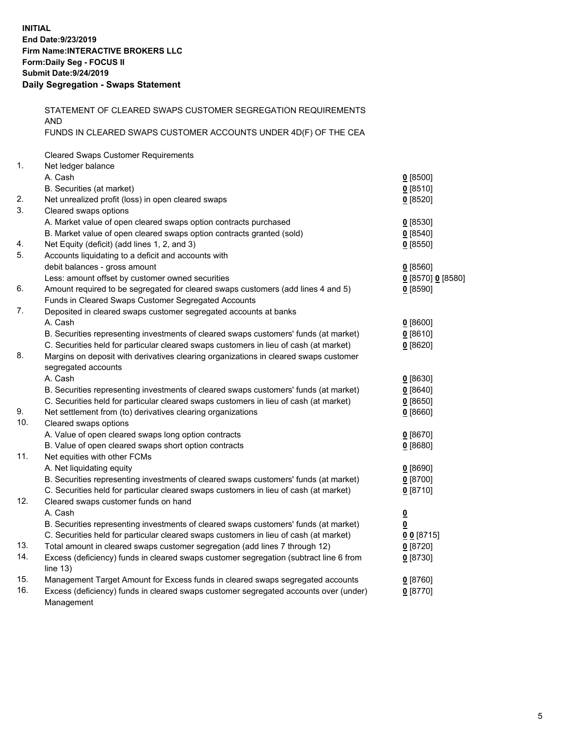**INITIAL**
**End Date:9/23/2019**
**Firm Name:INTERACTIVE BROKERS LLC**
**Form:Daily Seg - FOCUS II**
**Submit Date:9/24/2019**
**Daily Segregation - Swaps Statement**

STATEMENT OF CLEARED SWAPS CUSTOMER SEGREGATION REQUIREMENTS AND FUNDS IN CLEARED SWAPS CUSTOMER ACCOUNTS UNDER 4D(F) OF THE CEA

| | | |
|---|---|---|
| | Cleared Swaps Customer Requirements | |
| 1. | Net ledger balance | |
| | A. Cash | 0 [8500] |
| | B. Securities (at market) | 0 [8510] |
| 2. | Net unrealized profit (loss) in open cleared swaps | 0 [8520] |
| 3. | Cleared swaps options | |
| | A. Market value of open cleared swaps option contracts purchased | 0 [8530] |
| | B. Market value of open cleared swaps option contracts granted (sold) | 0 [8540] |
| 4. | Net Equity (deficit) (add lines 1, 2, and 3) | 0 [8550] |
| 5. | Accounts liquidating to a deficit and accounts with debit balances - gross amount | 0 [8560] |
| | Less: amount offset by customer owned securities | 0 [8570] 0 [8580] |
| 6. | Amount required to be segregated for cleared swaps customers (add lines 4 and 5) | 0 [8590] |
| | Funds in Cleared Swaps Customer Segregated Accounts | |
| 7. | Deposited in cleared swaps customer segregated accounts at banks | |
| | A. Cash | 0 [8600] |
| | B. Securities representing investments of cleared swaps customers' funds (at market) | 0 [8610] |
| | C. Securities held for particular cleared swaps customers in lieu of cash (at market) | 0 [8620] |
| 8. | Margins on deposit with derivatives clearing organizations in cleared swaps customer segregated accounts | |
| | A. Cash | 0 [8630] |
| | B. Securities representing investments of cleared swaps customers' funds (at market) | 0 [8640] |
| | C. Securities held for particular cleared swaps customers in lieu of cash (at market) | 0 [8650] |
| 9. | Net settlement from (to) derivatives clearing organizations | 0 [8660] |
| 10. | Cleared swaps options | |
| | A. Value of open cleared swaps long option contracts | 0 [8670] |
| | B. Value of open cleared swaps short option contracts | 0 [8680] |
| 11. | Net equities with other FCMs | |
| | A. Net liquidating equity | 0 [8690] |
| | B. Securities representing investments of cleared swaps customers' funds (at market) | 0 [8700] |
| | C. Securities held for particular cleared swaps customers in lieu of cash (at market) | 0 [8710] |
| 12. | Cleared swaps customer funds on hand | |
| | A. Cash | 0 |
| | B. Securities representing investments of cleared swaps customers' funds (at market) | 0 |
| | C. Securities held for particular cleared swaps customers in lieu of cash (at market) | 0 0 [8715] |
| 13. | Total amount in cleared swaps customer segregation (add lines 7 through 12) | 0 [8720] |
| 14. | Excess (deficiency) funds in cleared swaps customer segregation (subtract line 6 from line 13) | 0 [8730] |
| 15. | Management Target Amount for Excess funds in cleared swaps segregated accounts | 0 [8760] |
| 16. | Excess (deficiency) funds in cleared swaps customer segregated accounts over (under) Management | 0 [8770] |